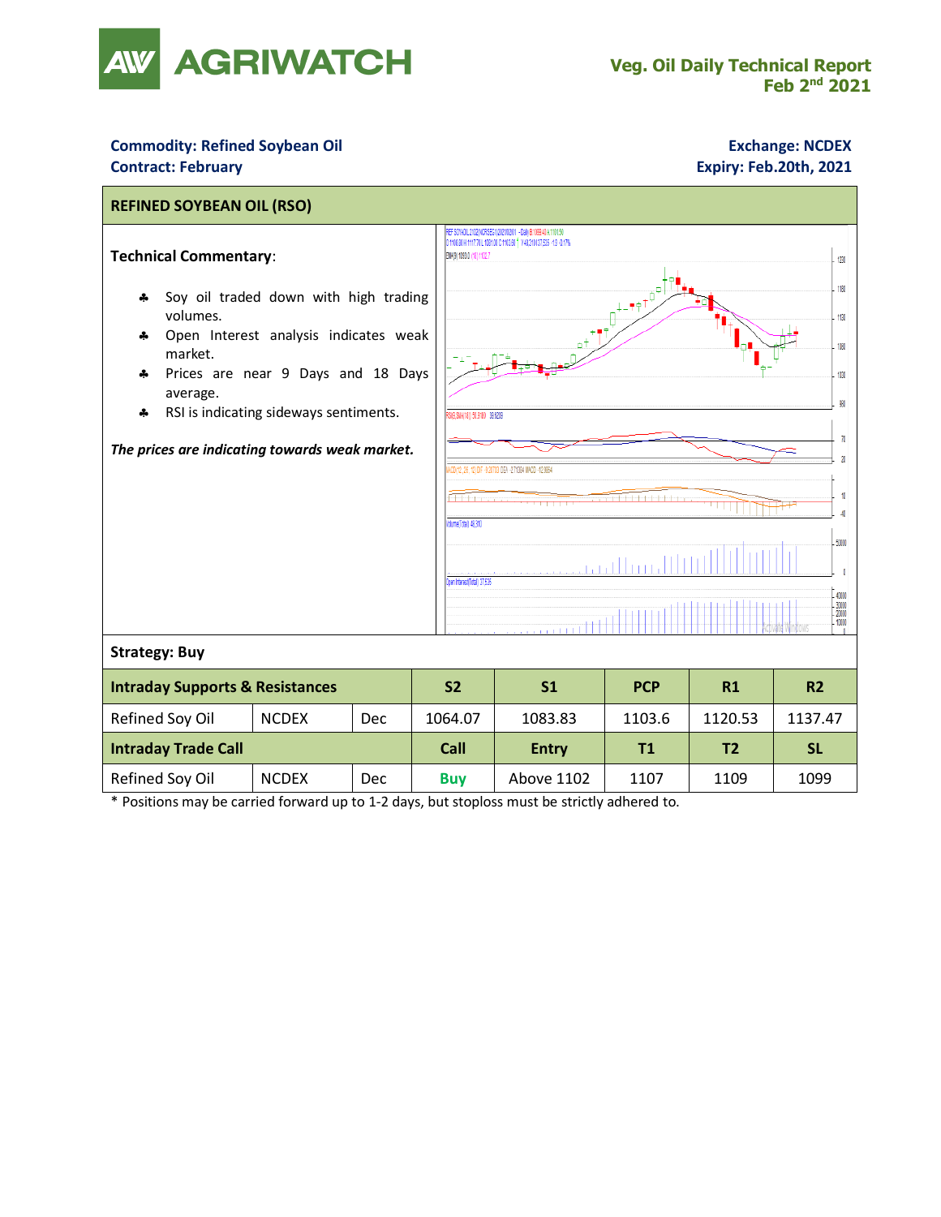# AGRIWATCH

**Veg. Oil Daily Technical Report**
**Feb 2nd 2021**

**Commodity: Refined Soybean Oil**
**Contract: February**

**Exchange: NCDEX**
**Expiry: Feb.20th, 2021**

## REFINED SOYBEAN OIL (RSO)

**Technical Commentary**:

- Soy oil traded down with high trading volumes.
- Open Interest analysis indicates weak market.
- Prices are near 9 Days and 18 Days average.
- RSI is indicating sideways sentiments.

***The prices are indicating towards weak market.***

**Strategy: Buy**

| Intraday Supports & Resistances | | | S2 | S1 | PCP | R1 | R2 |
|---|---|---|---|---|---|---|---|
| Refined Soy Oil | NCDEX | Dec | 1064.07 | 1083.83 | 1103.6 | 1120.53 | 1137.47 |
| **Intraday Trade Call** | | | **Call** | **Entry** | **T1** | **T2** | **SL** |
| Refined Soy Oil | NCDEX | Dec | **Buy** | Above 1102 | 1107 | 1109 | 1099 |

\* Positions may be carried forward up to 1-2 days, but stoploss must be strictly adhered to.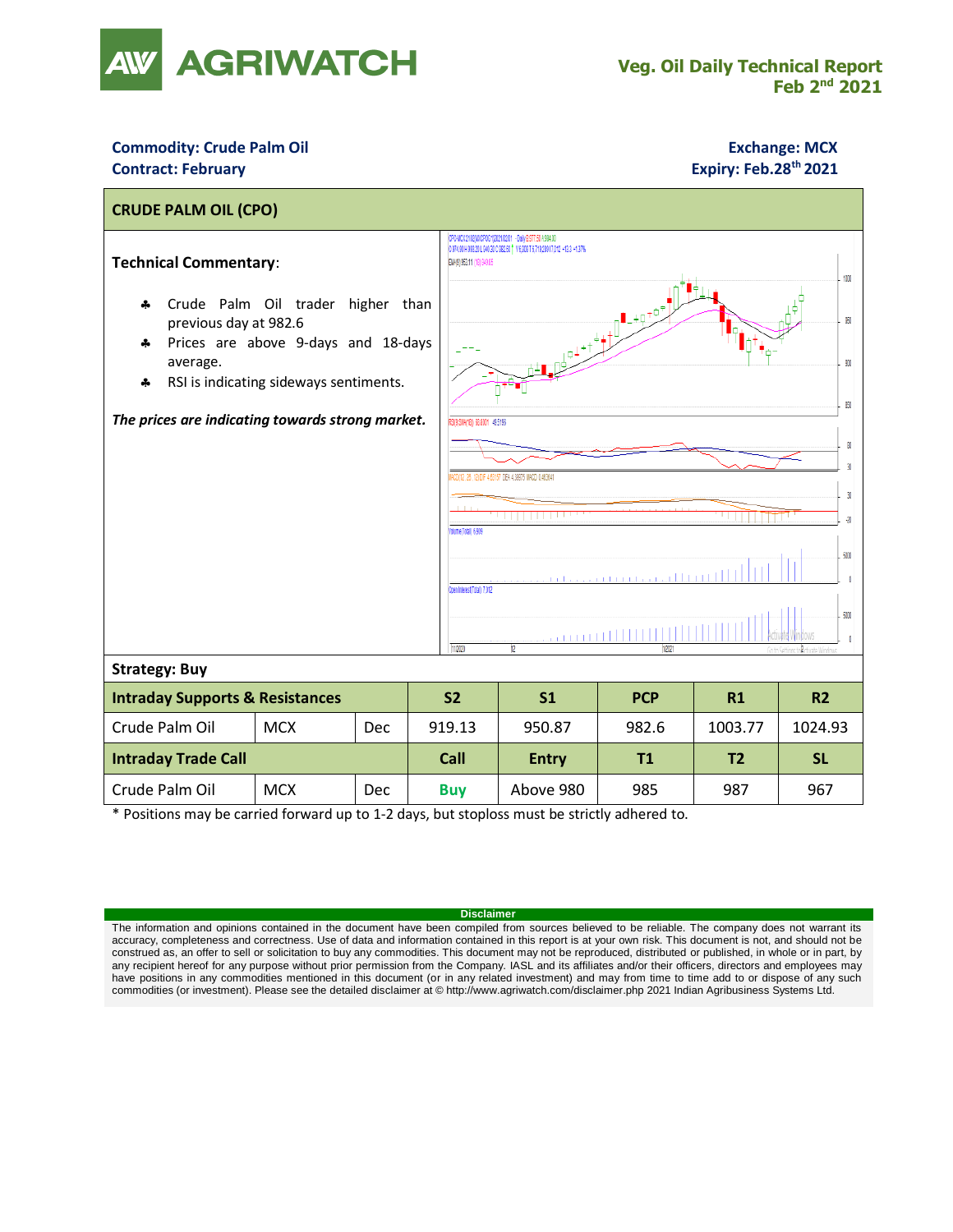# Veg. Oil Daily Technical Report
## Feb 2nd 2021

**Commodity: Crude Palm Oil** | **Exchange: MCX**
**Contract: February** | **Expiry: Feb.28th 2021**

## CRUDE PALM OIL (CPO)

**Technical Commentary**:

- Crude Palm Oil trader higher than previous day at 982.6
- Prices are above 9-days and 18-days average.
- RSI is indicating sideways sentiments.

***The prices are indicating towards strong market.***

**Strategy: Buy**

| **Intraday Supports & Resistances** | | | **S2** | **S1** | **PCP** | **R1** | **R2** |
|---|---|---|---|---|---|---|---|
| Crude Palm Oil | MCX | Dec | 919.13 | 950.87 | 982.6 | 1003.77 | 1024.93 |
| **Intraday Trade Call** | | | **Call** | **Entry** | **T1** | **T2** | **SL** |
| Crude Palm Oil | MCX | Dec | **Buy** | Above 980 | 985 | 987 | 967 |

* Positions may be carried forward up to 1-2 days, but stoploss must be strictly adhered to.

**Disclaimer**

The information and opinions contained in the document have been compiled from sources believed to be reliable. The company does not warrant its accuracy, completeness and correctness. Use of data and information contained in this report is at your own risk. This document is not, and should not be construed as, an offer to sell or solicitation to buy any commodities. This document may not be reproduced, distributed or published, in whole or in part, by any recipient hereof for any purpose without prior permission from the Company. IASL and its affiliates and/or their officers, directors and employees may have positions in any commodities mentioned in this document (or in any related investment) and may from time to time add to or dispose of any such commodities (or investment). Please see the detailed disclaimer at © http://www.agriwatch.com/disclaimer.php 2021 Indian Agribusiness Systems Ltd.